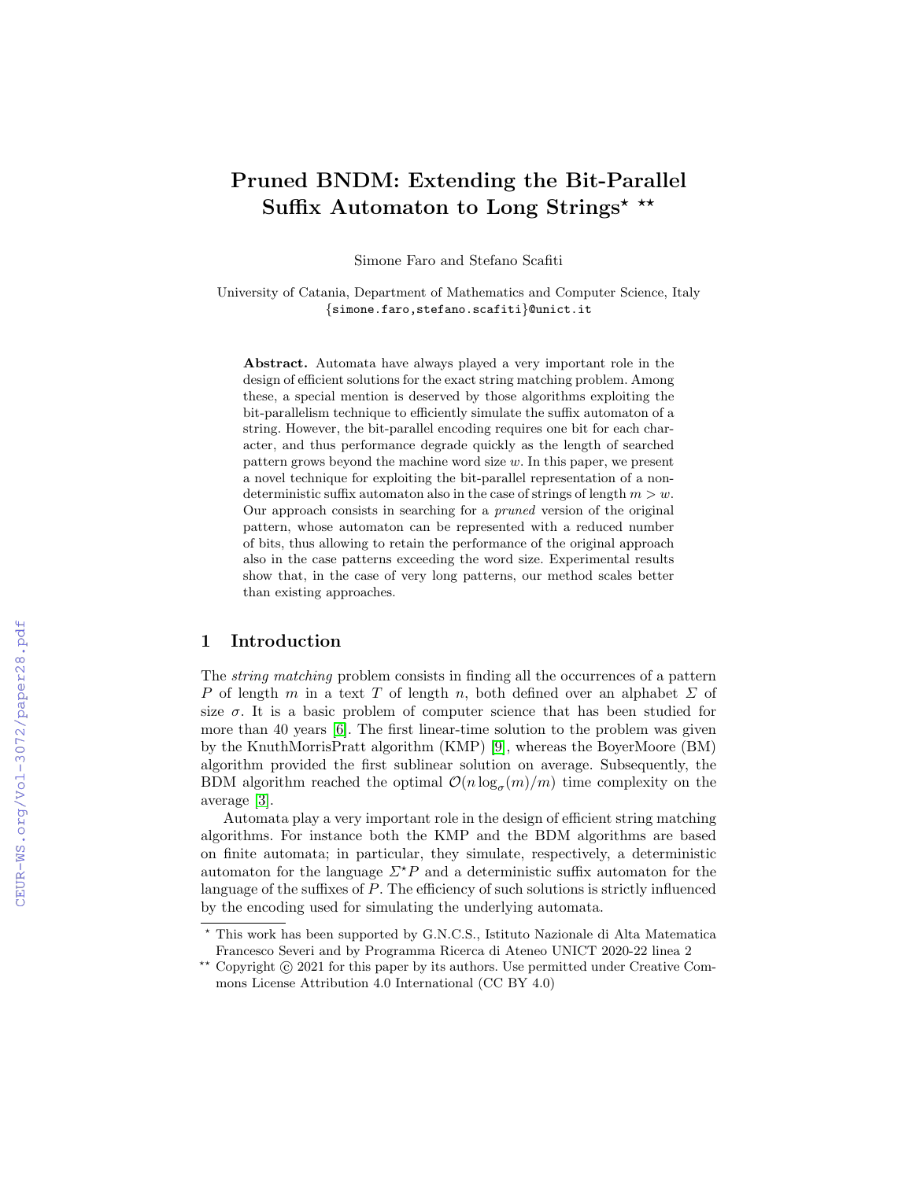# Pruned BNDM: Extending the Bit-Parallel Suffix Automaton to Long Strings* **

Simone Faro and Stefano Scafiti

University of Catania, Department of Mathematics and Computer Science, Italy
{simone.faro,stefano.scafiti}@unict.it

**Abstract.** Automata have always played a very important role in the design of efficient solutions for the exact string matching problem. Among these, a special mention is deserved by those algorithms exploiting the bit-parallelism technique to efficiently simulate the suffix automaton of a string. However, the bit-parallel encoding requires one bit for each character, and thus performance degrade quickly as the length of searched pattern grows beyond the machine word size $w$. In this paper, we present a novel technique for exploiting the bit-parallel representation of a non-deterministic suffix automaton also in the case of strings of length $m > w$. Our approach consists in searching for a *pruned* version of the original pattern, whose automaton can be represented with a reduced number of bits, thus allowing to retain the performance of the original approach also in the case patterns exceeding the word size. Experimental results show that, in the case of very long patterns, our method scales better than existing approaches.

## 1 Introduction

The *string matching* problem consists in finding all the occurrences of a pattern $P$ of length $m$ in a text $T$ of length $n$, both defined over an alphabet $\Sigma$ of size $\sigma$. It is a basic problem of computer science that has been studied for more than 40 years [6]. The first linear-time solution to the problem was given by the KnuthMorrisPratt algorithm (KMP) [9], whereas the BoyerMoore (BM) algorithm provided the first sublinear solution on average. Subsequently, the BDM algorithm reached the optimal $\mathcal{O}(n \log_\sigma(m)/m)$ time complexity on the average [3].

Automata play a very important role in the design of efficient string matching algorithms. For instance both the KMP and the BDM algorithms are based on finite automata; in particular, they simulate, respectively, a deterministic automaton for the language $\Sigma^\star P$ and a deterministic suffix automaton for the language of the suffixes of $P$. The efficiency of such solutions is strictly influenced by the encoding used for simulating the underlying automata.

* This work has been supported by G.N.C.S., Istituto Nazionale di Alta Matematica Francesco Severi and by Programma Ricerca di Ateneo UNICT 2020-22 linea 2

** Copyright © 2021 for this paper by its authors. Use permitted under Creative Commons License Attribution 4.0 International (CC BY 4.0)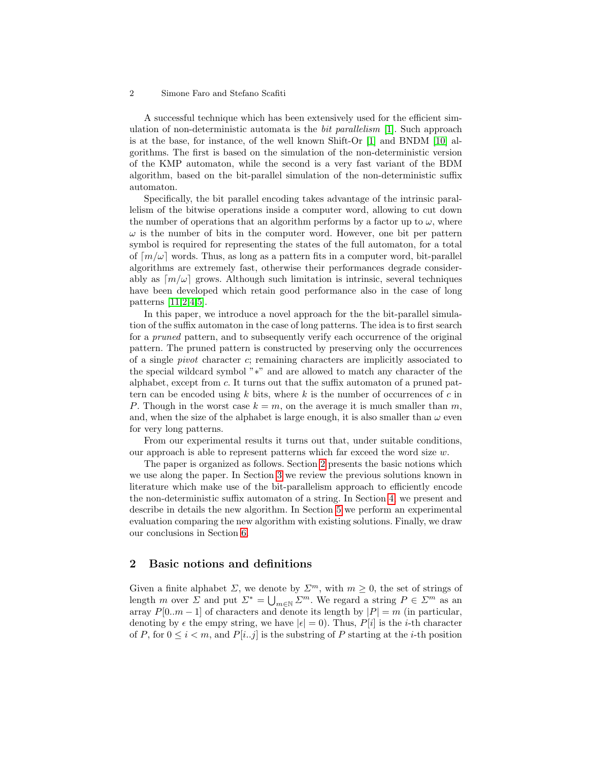A successful technique which has been extensively used for the efficient simulation of non-deterministic automata is the *bit parallelism* [1]. Such approach is at the base, for instance, of the well known Shift-Or [1] and BNDM [10] algorithms. The first is based on the simulation of the non-deterministic version of the KMP automaton, while the second is a very fast variant of the BDM algorithm, based on the bit-parallel simulation of the non-deterministic suffix automaton.

Specifically, the bit parallel encoding takes advantage of the intrinsic parallelism of the bitwise operations inside a computer word, allowing to cut down the number of operations that an algorithm performs by a factor up to $\omega$, where $\omega$ is the number of bits in the computer word. However, one bit per pattern symbol is required for representing the states of the full automaton, for a total of $\lceil m/\omega \rceil$ words. Thus, as long as a pattern fits in a computer word, bit-parallel algorithms are extremely fast, otherwise their performances degrade considerably as $\lceil m/\omega \rceil$ grows. Although such limitation is intrinsic, several techniques have been developed which retain good performance also in the case of long patterns [11,2,4,5].

In this paper, we introduce a novel approach for the the bit-parallel simulation of the suffix automaton in the case of long patterns. The idea is to first search for a *pruned* pattern, and to subsequently verify each occurrence of the original pattern. The pruned pattern is constructed by preserving only the occurrences of a single *pivot* character $c$; remaining characters are implicitly associated to the special wildcard symbol "$*$" and are allowed to match any character of the alphabet, except from $c$. It turns out that the suffix automaton of a pruned pattern can be encoded using $k$ bits, where $k$ is the number of occurrences of $c$ in $P$. Though in the worst case $k = m$, on the average it is much smaller than $m$, and, when the size of the alphabet is large enough, it is also smaller than $\omega$ even for very long patterns.

From our experimental results it turns out that, under suitable conditions, our approach is able to represent patterns which far exceed the word size $w$.

The paper is organized as follows. Section 2 presents the basic notions which we use along the paper. In Section 3 we review the previous solutions known in literature which make use of the bit-parallelism approach to efficiently encode the non-deterministic suffix automaton of a string. In Section 4 we present and describe in details the new algorithm. In Section 5 we perform an experimental evaluation comparing the new algorithm with existing solutions. Finally, we draw our conclusions in Section 6.

## 2 Basic notions and definitions

Given a finite alphabet $\Sigma$, we denote by $\Sigma^m$, with $m \geq 0$, the set of strings of length $m$ over $\Sigma$ and put $\Sigma^* = \bigcup_{m \in \mathbb{N}} \Sigma^m$. We regard a string $P \in \Sigma^m$ as an array $P[0..m-1]$ of characters and denote its length by $|P| = m$ (in particular, denoting by $\epsilon$ the empy string, we have $|\epsilon| = 0$). Thus, $P[i]$ is the $i$-th character of $P$, for $0 \leq i < m$, and $P[i..j]$ is the substring of $P$ starting at the $i$-th position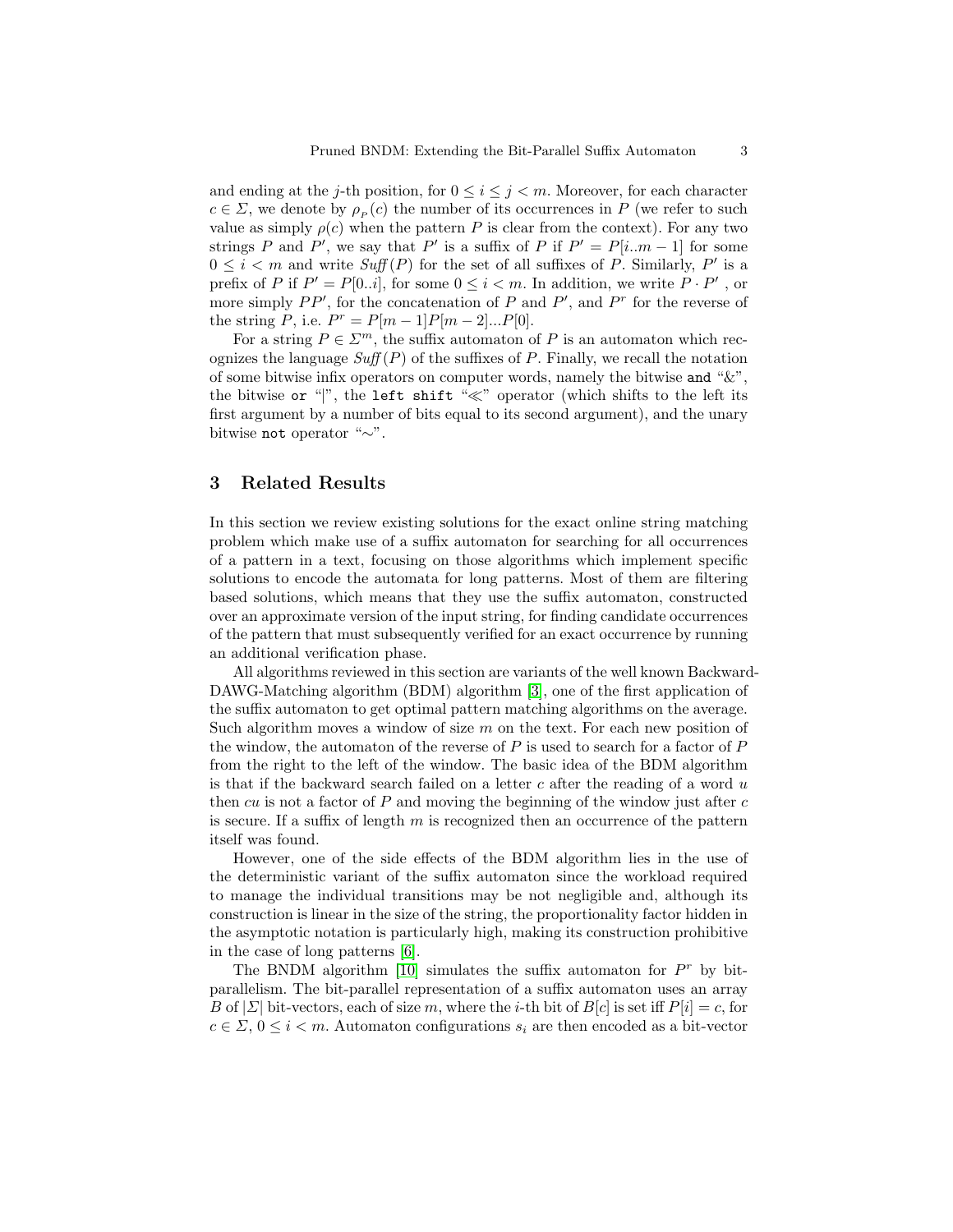and ending at the $j$-th position, for $0 \leq i \leq j < m$. Moreover, for each character $c \in \Sigma$, we denote by $\rho_P(c)$ the number of its occurrences in $P$ (we refer to such value as simply $\rho(c)$ when the pattern $P$ is clear from the context). For any two strings $P$ and $P'$, we say that $P'$ is a suffix of $P$ if $P' = P[i..m-1]$ for some $0 \leq i < m$ and write $\mathit{Suff}(P)$ for the set of all suffixes of $P$. Similarly, $P'$ is a prefix of $P$ if $P' = P[0..i]$, for some $0 \leq i < m$. In addition, we write $P \cdot P'$ , or more simply $PP'$, for the concatenation of $P$ and $P'$, and $P^r$ for the reverse of the string $P$, i.e. $P^r = P[m-1]P[m-2]...P[0]$.

For a string $P \in \Sigma^m$, the suffix automaton of $P$ is an automaton which recognizes the language $\mathit{Suff}(P)$ of the suffixes of $P$. Finally, we recall the notation of some bitwise infix operators on computer words, namely the bitwise and "&", the bitwise or "|", the left shift "$\ll$" operator (which shifts to the left its first argument by a number of bits equal to its second argument), and the unary bitwise not operator "$\sim$".

## 3 Related Results

In this section we review existing solutions for the exact online string matching problem which make use of a suffix automaton for searching for all occurrences of a pattern in a text, focusing on those algorithms which implement specific solutions to encode the automata for long patterns. Most of them are filtering based solutions, which means that they use the suffix automaton, constructed over an approximate version of the input string, for finding candidate occurrences of the pattern that must subsequently verified for an exact occurrence by running an additional verification phase.

All algorithms reviewed in this section are variants of the well known Backward-DAWG-Matching algorithm (BDM) algorithm [3], one of the first application of the suffix automaton to get optimal pattern matching algorithms on the average. Such algorithm moves a window of size $m$ on the text. For each new position of the window, the automaton of the reverse of $P$ is used to search for a factor of $P$ from the right to the left of the window. The basic idea of the BDM algorithm is that if the backward search failed on a letter $c$ after the reading of a word $u$ then $cu$ is not a factor of $P$ and moving the beginning of the window just after $c$ is secure. If a suffix of length $m$ is recognized then an occurrence of the pattern itself was found.

However, one of the side effects of the BDM algorithm lies in the use of the deterministic variant of the suffix automaton since the workload required to manage the individual transitions may be not negligible and, although its construction is linear in the size of the string, the proportionality factor hidden in the asymptotic notation is particularly high, making its construction prohibitive in the case of long patterns [6].

The BNDM algorithm [10] simulates the suffix automaton for $P^r$ by bit-parallelism. The bit-parallel representation of a suffix automaton uses an array $B$ of $|\Sigma|$ bit-vectors, each of size $m$, where the $i$-th bit of $B[c]$ is set iff $P[i] = c$, for $c \in \Sigma$, $0 \leq i < m$. Automaton configurations $s_i$ are then encoded as a bit-vector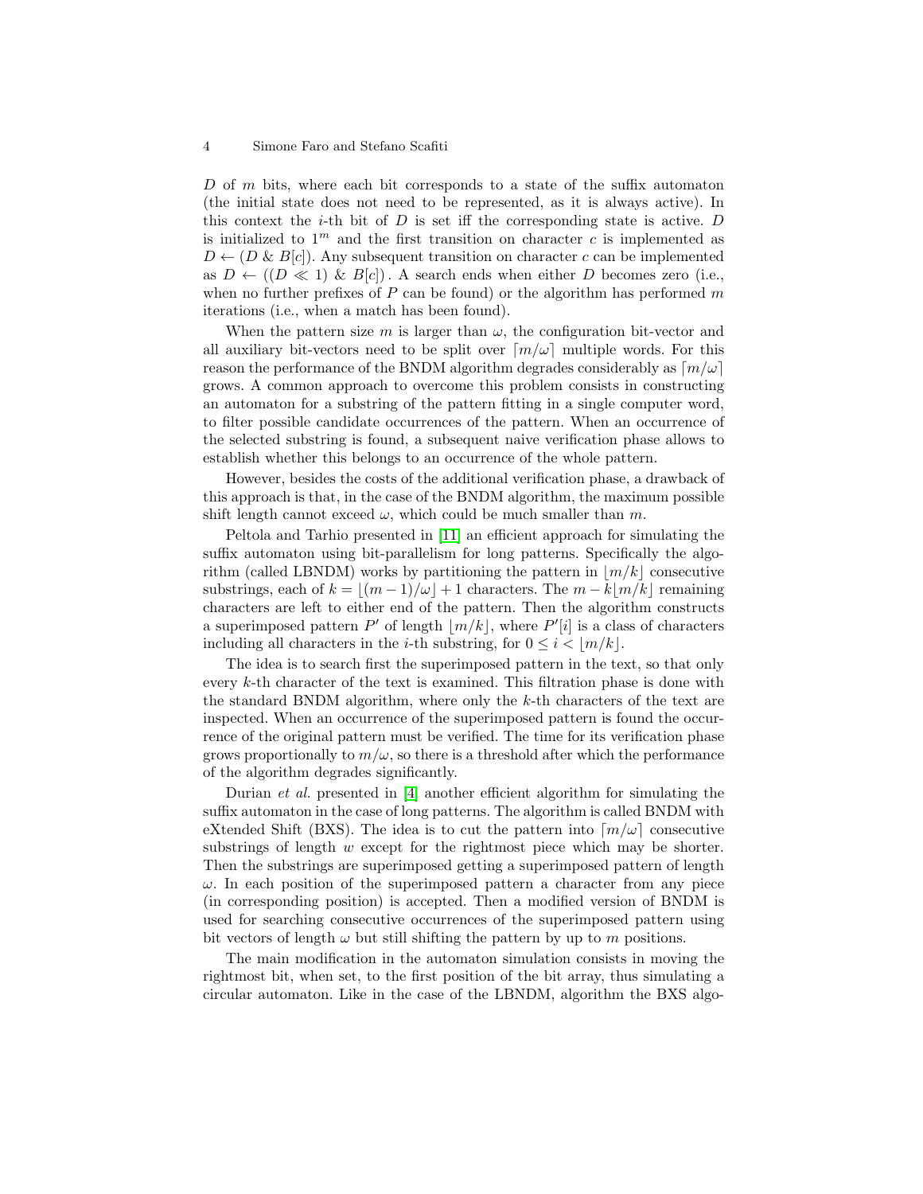$D$ of $m$ bits, where each bit corresponds to a state of the suffix automaton (the initial state does not need to be represented, as it is always active). In this context the $i$-th bit of $D$ is set iff the corresponding state is active. $D$ is initialized to $1^m$ and the first transition on character $c$ is implemented as $D \leftarrow (D \ \& \ B[c])$. Any subsequent transition on character $c$ can be implemented as $D \leftarrow ((D \ll 1) \ \& \ B[c])$. A search ends when either $D$ becomes zero (i.e., when no further prefixes of $P$ can be found) or the algorithm has performed $m$ iterations (i.e., when a match has been found).

When the pattern size $m$ is larger than $\omega$, the configuration bit-vector and all auxiliary bit-vectors need to be split over $\lceil m/\omega \rceil$ multiple words. For this reason the performance of the BNDM algorithm degrades considerably as $\lceil m/\omega \rceil$ grows. A common approach to overcome this problem consists in constructing an automaton for a substring of the pattern fitting in a single computer word, to filter possible candidate occurrences of the pattern. When an occurrence of the selected substring is found, a subsequent naive verification phase allows to establish whether this belongs to an occurrence of the whole pattern.

However, besides the costs of the additional verification phase, a drawback of this approach is that, in the case of the BNDM algorithm, the maximum possible shift length cannot exceed $\omega$, which could be much smaller than $m$.

Peltola and Tarhio presented in [11] an efficient approach for simulating the suffix automaton using bit-parallelism for long patterns. Specifically the algorithm (called LBNDM) works by partitioning the pattern in $\lfloor m/k \rfloor$ consecutive substrings, each of $k = \lfloor (m-1)/\omega \rfloor + 1$ characters. The $m - k\lfloor m/k \rfloor$ remaining characters are left to either end of the pattern. Then the algorithm constructs a superimposed pattern $P'$ of length $\lfloor m/k \rfloor$, where $P'[i]$ is a class of characters including all characters in the $i$-th substring, for $0 \leq i < \lfloor m/k \rfloor$.

The idea is to search first the superimposed pattern in the text, so that only every $k$-th character of the text is examined. This filtration phase is done with the standard BNDM algorithm, where only the $k$-th characters of the text are inspected. When an occurrence of the superimposed pattern is found the occurrence of the original pattern must be verified. The time for its verification phase grows proportionally to $m/\omega$, so there is a threshold after which the performance of the algorithm degrades significantly.

Durian *et al.* presented in [4] another efficient algorithm for simulating the suffix automaton in the case of long patterns. The algorithm is called BNDM with eXtended Shift (BXS). The idea is to cut the pattern into $\lceil m/\omega \rceil$ consecutive substrings of length $w$ except for the rightmost piece which may be shorter. Then the substrings are superimposed getting a superimposed pattern of length $\omega$. In each position of the superimposed pattern a character from any piece (in corresponding position) is accepted. Then a modified version of BNDM is used for searching consecutive occurrences of the superimposed pattern using bit vectors of length $\omega$ but still shifting the pattern by up to $m$ positions.

The main modification in the automaton simulation consists in moving the rightmost bit, when set, to the first position of the bit array, thus simulating a circular automaton. Like in the case of the LBNDM, algorithm the BXS algo-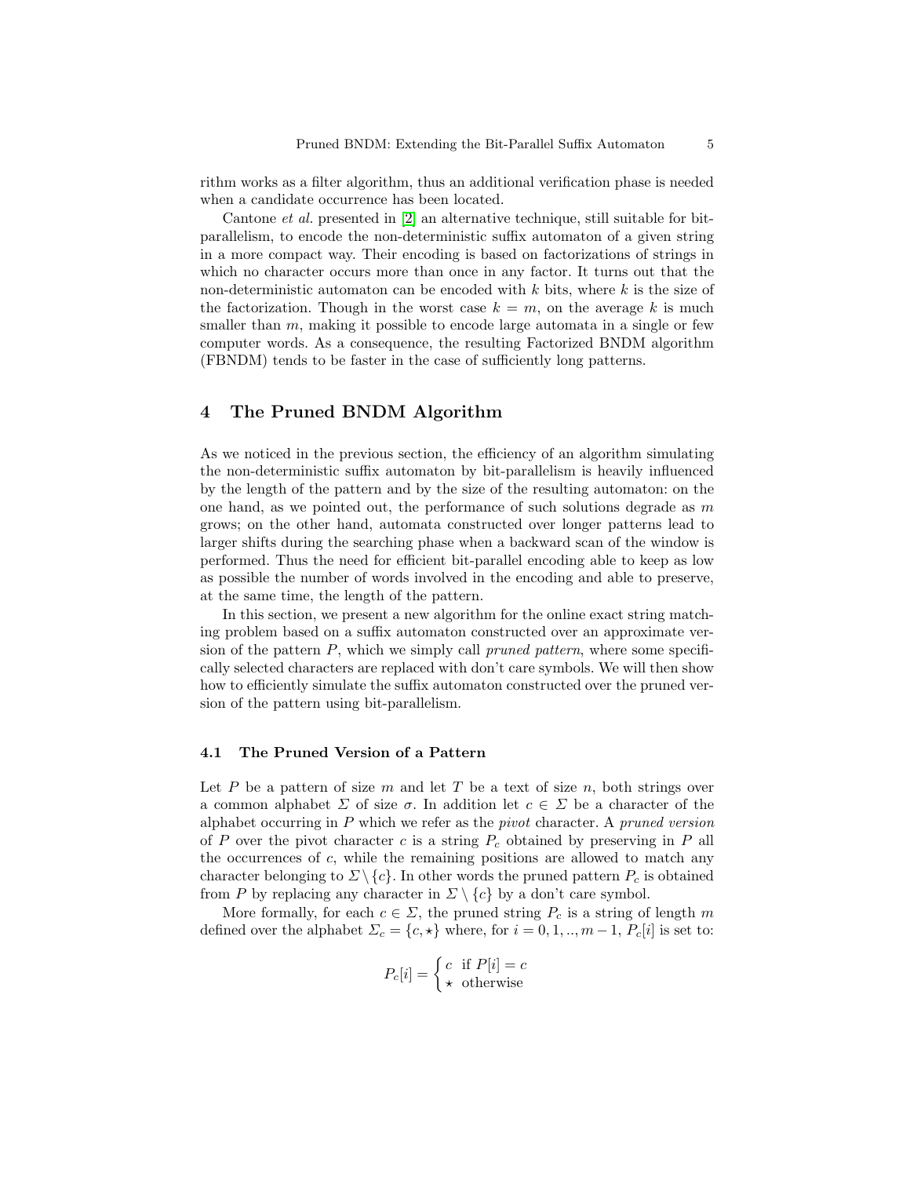rithm works as a filter algorithm, thus an additional verification phase is needed when a candidate occurrence has been located.

Cantone *et al.* presented in [2] an alternative technique, still suitable for bit-parallelism, to encode the non-deterministic suffix automaton of a given string in a more compact way. Their encoding is based on factorizations of strings in which no character occurs more than once in any factor. It turns out that the non-deterministic automaton can be encoded with $k$ bits, where $k$ is the size of the factorization. Though in the worst case $k = m$, on the average $k$ is much smaller than $m$, making it possible to encode large automata in a single or few computer words. As a consequence, the resulting Factorized BNDM algorithm (FBNDM) tends to be faster in the case of sufficiently long patterns.

## 4 The Pruned BNDM Algorithm

As we noticed in the previous section, the efficiency of an algorithm simulating the non-deterministic suffix automaton by bit-parallelism is heavily influenced by the length of the pattern and by the size of the resulting automaton: on the one hand, as we pointed out, the performance of such solutions degrade as $m$ grows; on the other hand, automata constructed over longer patterns lead to larger shifts during the searching phase when a backward scan of the window is performed. Thus the need for efficient bit-parallel encoding able to keep as low as possible the number of words involved in the encoding and able to preserve, at the same time, the length of the pattern.

In this section, we present a new algorithm for the online exact string matching problem based on a suffix automaton constructed over an approximate version of the pattern $P$, which we simply call *pruned pattern*, where some specifically selected characters are replaced with don't care symbols. We will then show how to efficiently simulate the suffix automaton constructed over the pruned version of the pattern using bit-parallelism.

### 4.1 The Pruned Version of a Pattern

Let $P$ be a pattern of size $m$ and let $T$ be a text of size $n$, both strings over a common alphabet $\Sigma$ of size $\sigma$. In addition let $c \in \Sigma$ be a character of the alphabet occurring in $P$ which we refer as the *pivot* character. A *pruned version* of $P$ over the pivot character $c$ is a string $P_c$ obtained by preserving in $P$ all the occurrences of $c$, while the remaining positions are allowed to match any character belonging to $\Sigma \setminus \{c\}$. In other words the pruned pattern $P_c$ is obtained from $P$ by replacing any character in $\Sigma \setminus \{c\}$ by a don't care symbol.

More formally, for each $c \in \Sigma$, the pruned string $P_c$ is a string of length $m$ defined over the alphabet $\Sigma_c = \{c, \star\}$ where, for $i = 0, 1, .., m-1$, $P_c[i]$ is set to:

$$P_c[i] = \begin{cases} c & \text{if } P[i] = c \\ \star & \text{otherwise} \end{cases}$$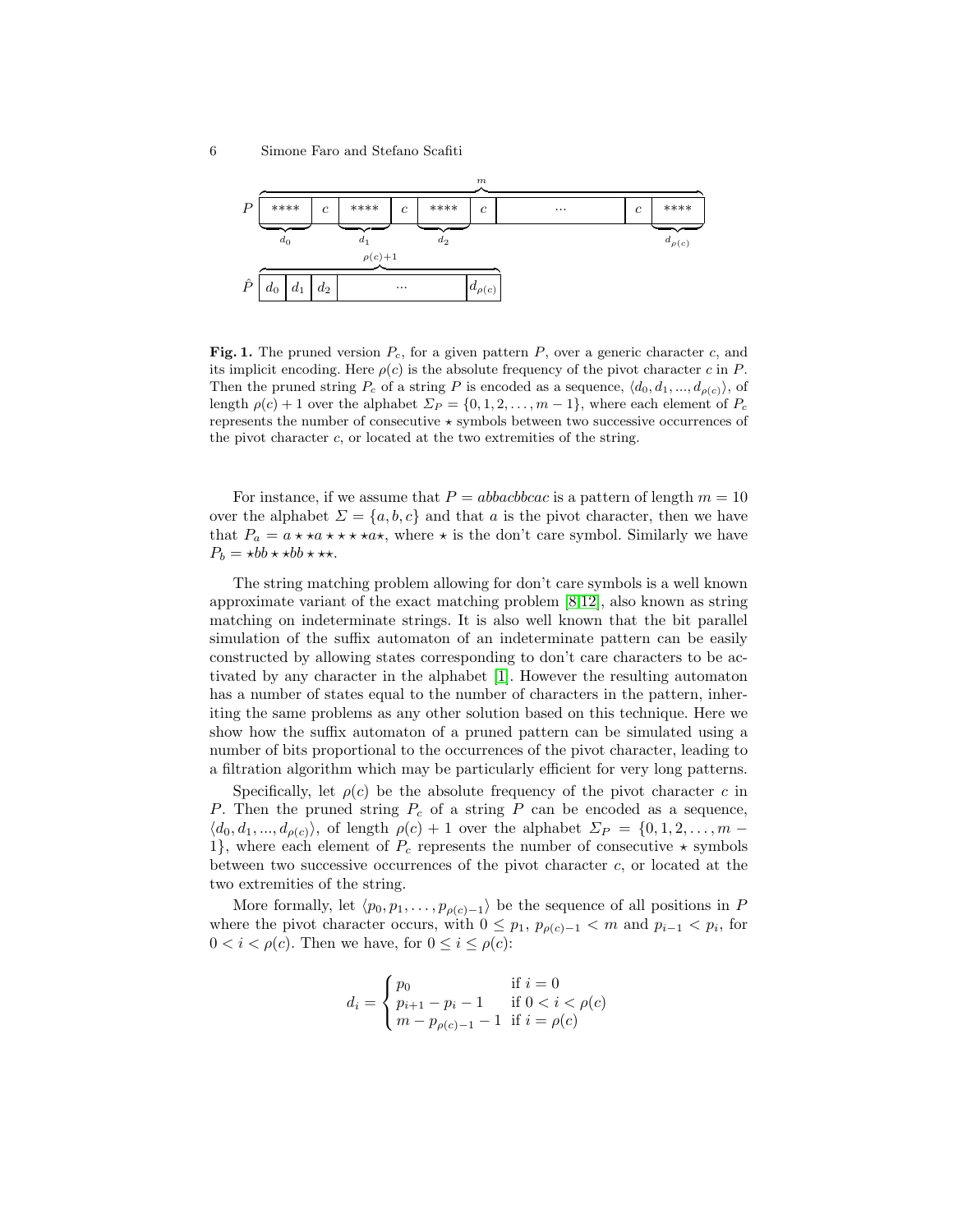**Fig. 1.** The pruned version $P_c$, for a given pattern $P$, over a generic character $c$, and its implicit encoding. Here $\rho(c)$ is the absolute frequency of the pivot character $c$ in $P$. Then the pruned string $P_c$ of a string $P$ is encoded as a sequence, $\langle d_0, d_1, ..., d_{\rho(c)} \rangle$, of length $\rho(c) + 1$ over the alphabet $\Sigma_P = \{0, 1, 2, \ldots, m-1\}$, where each element of $P_c$ represents the number of consecutive $\star$ symbols between two successive occurrences of the pivot character $c$, or located at the two extremities of the string.

For instance, if we assume that $P = abbacbbcac$ is a pattern of length $m = 10$ over the alphabet $\Sigma = \{a, b, c\}$ and that $a$ is the pivot character, then we have that $P_a = a \star \star a \star \star \star \star a \star$, where $\star$ is the don't care symbol. Similarly we have $P_b = \star bb \star \star bb \star \star \star$.

The string matching problem allowing for don't care symbols is a well known approximate variant of the exact matching problem [8,12], also known as string matching on indeterminate strings. It is also well known that the bit parallel simulation of the suffix automaton of an indeterminate pattern can be easily constructed by allowing states corresponding to don't care characters to be activated by any character in the alphabet [1]. However the resulting automaton has a number of states equal to the number of characters in the pattern, inheriting the same problems as any other solution based on this technique. Here we show how the suffix automaton of a pruned pattern can be simulated using a number of bits proportional to the occurrences of the pivot character, leading to a filtration algorithm which may be particularly efficient for very long patterns.

Specifically, let $\rho(c)$ be the absolute frequency of the pivot character $c$ in $P$. Then the pruned string $P_c$ of a string $P$ can be encoded as a sequence, $\langle d_0, d_1, ..., d_{\rho(c)} \rangle$, of length $\rho(c) + 1$ over the alphabet $\Sigma_P = \{0, 1, 2, \ldots, m - 1\}$, where each element of $P_c$ represents the number of consecutive $\star$ symbols between two successive occurrences of the pivot character $c$, or located at the two extremities of the string.

More formally, let $\langle p_0, p_1, \ldots, p_{\rho(c)-1} \rangle$ be the sequence of all positions in $P$ where the pivot character occurs, with $0 \leq p_1$, $p_{\rho(c)-1} < m$ and $p_{i-1} < p_i$, for $0 < i < \rho(c)$. Then we have, for $0 \leq i \leq \rho(c)$:

$$
d_i = \begin{cases} p_0 & \text{if } i = 0 \\ p_{i+1} - p_i - 1 & \text{if } 0 < i < \rho(c) \\ m - p_{\rho(c)-1} - 1 & \text{if } i = \rho(c) \end{cases}
$$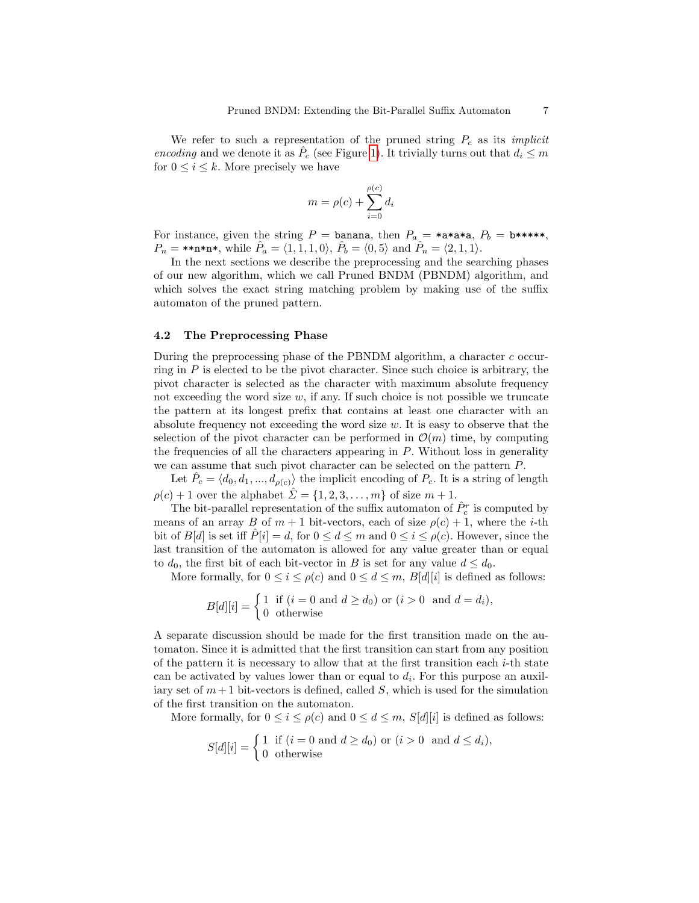We refer to such a representation of the pruned string $P_c$ as its *implicit encoding* and we denote it as $\hat{P}_c$ (see Figure 1). It trivially turns out that $d_i \leq m$ for $0 \leq i \leq k$. More precisely we have

$$m = \rho(c) + \sum_{i=0}^{\rho(c)} d_i$$

For instance, given the string $P =$ banana, then $P_a =$ *a*a*a, $P_b =$ b*****, $P_n =$ **n*n*, while $\hat{P}_a = \langle 1, 1, 1, 0 \rangle$, $\hat{P}_b = \langle 0, 5 \rangle$ and $\hat{P}_n = \langle 2, 1, 1 \rangle$.

In the next sections we describe the preprocessing and the searching phases of our new algorithm, which we call Pruned BNDM (PBNDM) algorithm, and which solves the exact string matching problem by making use of the suffix automaton of the pruned pattern.

### 4.2 The Preprocessing Phase

During the preprocessing phase of the PBNDM algorithm, a character $c$ occurring in $P$ is elected to be the pivot character. Since such choice is arbitrary, the pivot character is selected as the character with maximum absolute frequency not exceeding the word size $w$, if any. If such choice is not possible we truncate the pattern at its longest prefix that contains at least one character with an absolute frequency not exceeding the word size $w$. It is easy to observe that the selection of the pivot character can be performed in $\mathcal{O}(m)$ time, by computing the frequencies of all the characters appearing in $P$. Without loss in generality we can assume that such pivot character can be selected on the pattern $P$.

Let $\hat{P}_c = \langle d_0, d_1, ..., d_{\rho(c)} \rangle$ the implicit encoding of $P_c$. It is a string of length $\rho(c) + 1$ over the alphabet $\hat{\Sigma} = \{1, 2, 3, \dots, m\}$ of size $m + 1$.

The bit-parallel representation of the suffix automaton of $\hat{P}_c^r$ is computed by means of an array $B$ of $m + 1$ bit-vectors, each of size $\rho(c) + 1$, where the $i$-th bit of $B[d]$ is set iff $\hat{P}[i] = d$, for $0 \leq d \leq m$ and $0 \leq i \leq \rho(c)$. However, since the last transition of the automaton is allowed for any value greater than or equal to $d_0$, the first bit of each bit-vector in $B$ is set for any value $d \leq d_0$.

More formally, for $0 \leq i \leq \rho(c)$ and $0 \leq d \leq m$, $B[d][i]$ is defined as follows:

$$B[d][i] = \begin{cases} 1 & \text{if } (i = 0 \text{ and } d \geq d_0) \text{ or } (i > 0 \text{ and } d = d_i), \\ 0 & \text{otherwise} \end{cases}$$

A separate discussion should be made for the first transition made on the automaton. Since it is admitted that the first transition can start from any position of the pattern it is necessary to allow that at the first transition each $i$-th state can be activated by values lower than or equal to $d_i$. For this purpose an auxiliary set of $m+1$ bit-vectors is defined, called $S$, which is used for the simulation of the first transition on the automaton.

More formally, for $0 \leq i \leq \rho(c)$ and $0 \leq d \leq m$, $S[d][i]$ is defined as follows:

$$S[d][i] = \begin{cases} 1 & \text{if } (i = 0 \text{ and } d \geq d_0) \text{ or } (i > 0 \text{ and } d \leq d_i), \\ 0 & \text{otherwise} \end{cases}$$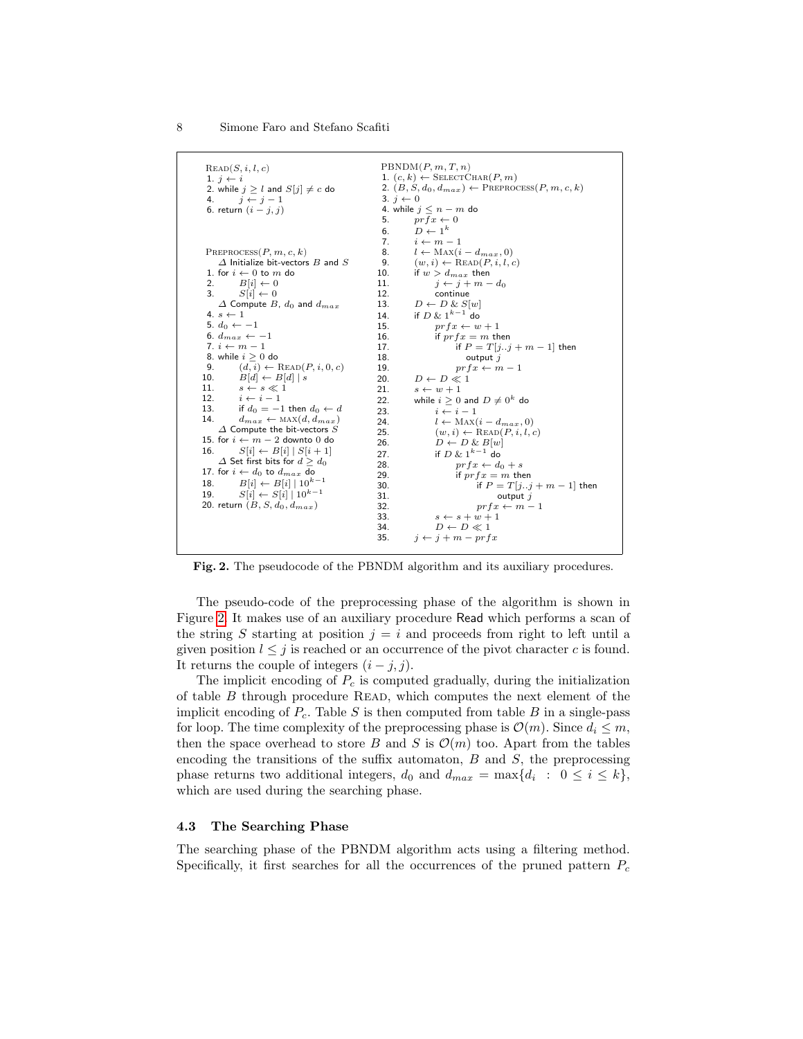```
Read(S, i, l, c)
1. j ← i
2. while j ≥ l and S[j] ≠ c do
4.     j ← j − 1
6. return (i − j, j)

Preprocess(P, m, c, k)
   Δ Initialize bit-vectors B and S
1. for i ← 0 to m do
2.     B[i] ← 0
3.     S[i] ← 0
   Δ Compute B, d_0 and d_max
4. s ← 1
5. d_0 ← −1
6. d_max ← −1
7. i ← m − 1
8. while i ≥ 0 do
9.     (d, i) ← Read(P, i, 0, c)
10.    B[d] ← B[d] | s
11.    s ← s ≪ 1
12.    i ← i − 1
13.    if d_0 = −1 then d_0 ← d
14.    d_max ← max(d, d_max)
   Δ Compute the bit-vectors S
15. for i ← m − 2 downto 0 do
16.    S[i] ← B[i] | S[i + 1]
   Δ Set first bits for d ≥ d_0
17. for i ← d_0 to d_max do
18.    B[i] ← B[i] | 10^{k−1}
19.    S[i] ← S[i] | 10^{k−1}
20. return (B, S, d_0, d_max)

PBNDM(P, m, T, n)
1. (c, k) ← SelectChar(P, m)
2. (B, S, d_0, d_max) ← Preprocess(P, m, c, k)
3. j ← 0
4. while j ≤ n − m do
5.     prfx ← 0
6.     D ← 1^k
7.     i ← m − 1
8.     l ← Max(i − d_max, 0)
9.     (w, i) ← Read(P, i, l, c)
10.    if w > d_max then
11.        j ← j + m − d_0
12.        continue
13.    D ← D & S[w]
14.    if D & 1^{k−1} do
15.        prfx ← w + 1
16.        if prfx = m then
17.            if P = T[j..j + m − 1] then
18.                output j
19.            prfx ← m − 1
20.    D ← D ≪ 1
21.    s ← w + 1
22.    while i ≥ 0 and D ≠ 0^k do
23.        i ← i − 1
24.        l ← Max(i − d_max, 0)
25.        (w, i) ← Read(P, i, l, c)
26.        D ← D & B[w]
27.        if D & 1^{k−1} do
28.            prfx ← d_0 + s
29.            if prfx = m then
30.                if P = T[j..j + m − 1] then
31.                    output j
32.                prfx ← m − 1
33.        s ← s + w + 1
34.        D ← D ≪ 1
35.    j ← j + m − prfx
```

**Fig. 2.** The pseudocode of the PBNDM algorithm and its auxiliary procedures.

The pseudo-code of the preprocessing phase of the algorithm is shown in Figure 2. It makes use of an auxiliary procedure Read which performs a scan of the string $S$ starting at position $j = i$ and proceeds from right to left until a given position $l \leq j$ is reached or an occurrence of the pivot character $c$ is found. It returns the couple of integers $(i - j, j)$.

The implicit encoding of $P_c$ is computed gradually, during the initialization of table $B$ through procedure Read, which computes the next element of the implicit encoding of $P_c$. Table $S$ is then computed from table $B$ in a single-pass for loop. The time complexity of the preprocessing phase is $\mathcal{O}(m)$. Since $d_i \leq m$, then the space overhead to store $B$ and $S$ is $\mathcal{O}(m)$ too. Apart from the tables encoding the transitions of the suffix automaton, $B$ and $S$, the preprocessing phase returns two additional integers, $d_0$ and $d_{max} = \max\{d_i \ : \ 0 \leq i \leq k\}$, which are used during the searching phase.

### 4.3 The Searching Phase

The searching phase of the PBNDM algorithm acts using a filtering method. Specifically, it first searches for all the occurrences of the pruned pattern $P_c$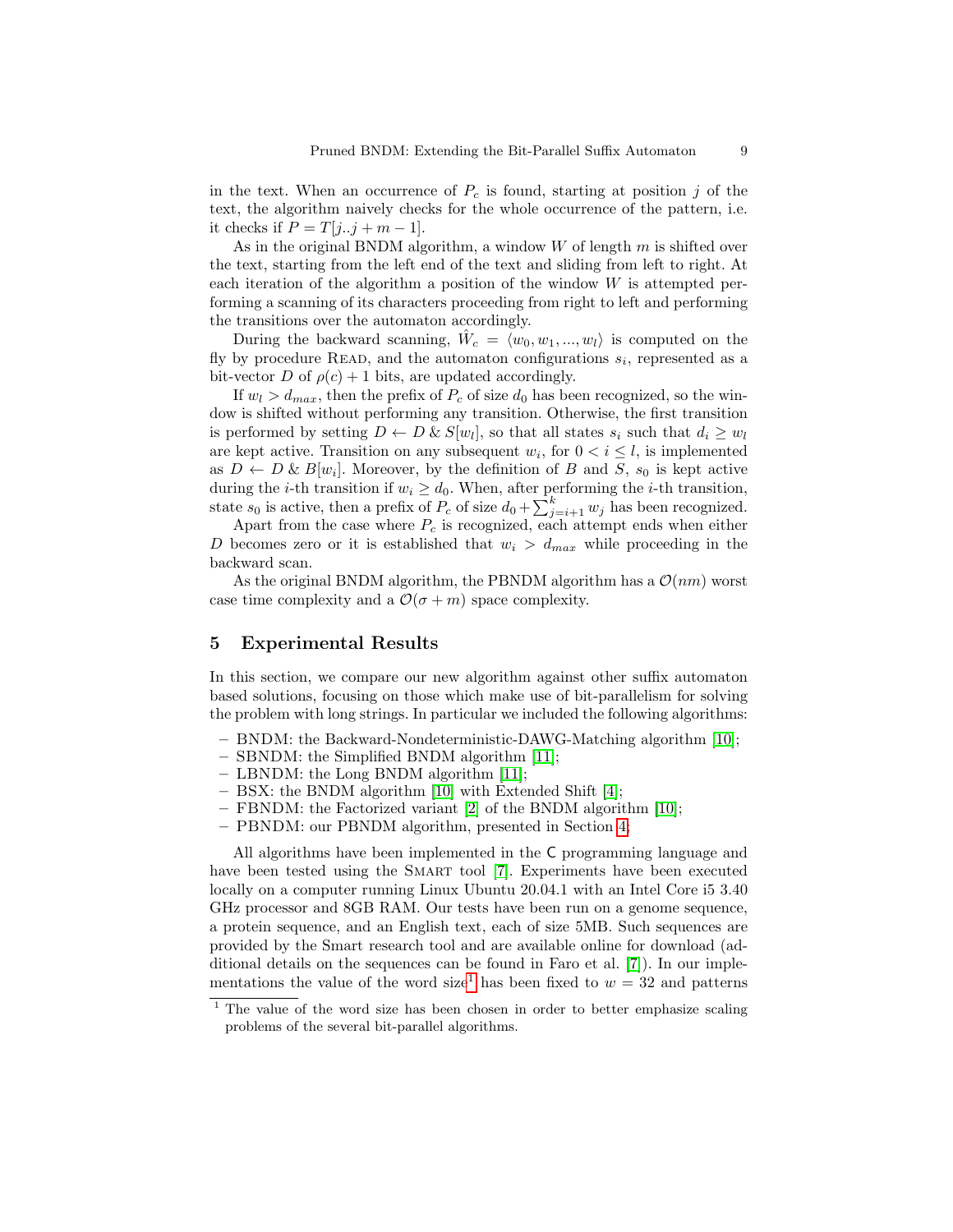in the text. When an occurrence of $P_c$ is found, starting at position $j$ of the text, the algorithm naively checks for the whole occurrence of the pattern, i.e. it checks if $P = T[j..j+m-1]$.

As in the original BNDM algorithm, a window $W$ of length $m$ is shifted over the text, starting from the left end of the text and sliding from left to right. At each iteration of the algorithm a position of the window $W$ is attempted performing a scanning of its characters proceeding from right to left and performing the transitions over the automaton accordingly.

During the backward scanning, $\hat{W}_c = \langle w_0, w_1, ..., w_l \rangle$ is computed on the fly by procedure Read, and the automaton configurations $s_i$, represented as a bit-vector $D$ of $\rho(c) + 1$ bits, are updated accordingly.

If $w_l > d_{max}$, then the prefix of $P_c$ of size $d_0$ has been recognized, so the window is shifted without performing any transition. Otherwise, the first transition is performed by setting $D \leftarrow D \,\&\, S[w_l]$, so that all states $s_i$ such that $d_i \geq w_l$ are kept active. Transition on any subsequent $w_i$, for $0 < i \leq l$, is implemented as $D \leftarrow D \,\&\, B[w_i]$. Moreover, by the definition of $B$ and $S$, $s_0$ is kept active during the $i$-th transition if $w_i \geq d_0$. When, after performing the $i$-th transition, state $s_0$ is active, then a prefix of $P_c$ of size $d_0 + \sum_{j=i+1}^{k} w_j$ has been recognized.

Apart from the case where $P_c$ is recognized, each attempt ends when either $D$ becomes zero or it is established that $w_i > d_{max}$ while proceeding in the backward scan.

As the original BNDM algorithm, the PBNDM algorithm has a $\mathcal{O}(nm)$ worst case time complexity and a $\mathcal{O}(\sigma + m)$ space complexity.

## 5 Experimental Results

In this section, we compare our new algorithm against other suffix automaton based solutions, focusing on those which make use of bit-parallelism for solving the problem with long strings. In particular we included the following algorithms:

- BNDM: the Backward-Nondeterministic-DAWG-Matching algorithm [10];
- SBNDM: the Simplified BNDM algorithm [11];
- LBNDM: the Long BNDM algorithm [11];
- BSX: the BNDM algorithm [10] with Extended Shift [4];
- FBNDM: the Factorized variant [2] of the BNDM algorithm [10];
- PBNDM: our PBNDM algorithm, presented in Section 4.

All algorithms have been implemented in the C programming language and have been tested using the Smart tool [7]. Experiments have been executed locally on a computer running Linux Ubuntu 20.04.1 with an Intel Core i5 3.40 GHz processor and 8GB RAM. Our tests have been run on a genome sequence, a protein sequence, and an English text, each of size 5MB. Such sequences are provided by the Smart research tool and are available online for download (additional details on the sequences can be found in Faro et al. [7]). In our implementations the value of the word size[1] has been fixed to $w = 32$ and patterns

[1] The value of the word size has been chosen in order to better emphasize scaling problems of the several bit-parallel algorithms.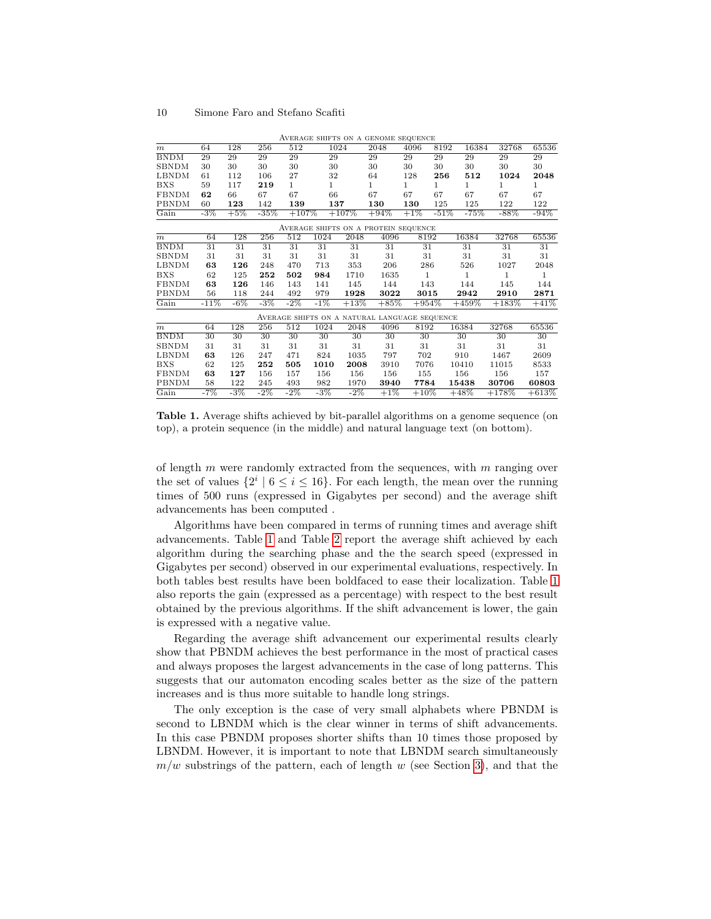| Average shifts on a genome sequence | | | | | | | | | | | |
|---|---|---|---|---|---|---|---|---|---|---|---|
| $m$ | 64 | 128 | 256 | 512 | 1024 | 2048 | 4096 | 8192 | 16384 | 32768 | 65536 |
| BNDM | 29 | 29 | 29 | 29 | 29 | 29 | 29 | 29 | 29 | 29 | 29 |
| SBNDM | 30 | 30 | 30 | 30 | 30 | 30 | 30 | 30 | 30 | 30 | 30 |
| LBNDM | 61 | 112 | 106 | 27 | 32 | 64 | 128 | **256** | **512** | **1024** | **2048** |
| BXS | 59 | 117 | **219** | 1 | 1 | 1 | 1 | 1 | 1 | 1 | 1 |
| FBNDM | **62** | 66 | 67 | 67 | 66 | 67 | 67 | 67 | 67 | 67 | 67 |
| PBNDM | 60 | **123** | 142 | **139** | **137** | **130** | **130** | 125 | 125 | 122 | 122 |
| Gain | -3% | +5% | -35% | +107% | +107% | +94% | +1% | -51% | -75% | -88% | -94% |

| Average shifts on a protein sequence | | | | | | | | | | | |
|---|---|---|---|---|---|---|---|---|---|---|---|
| $m$ | 64 | 128 | 256 | 512 | 1024 | 2048 | 4096 | 8192 | 16384 | 32768 | 65536 |
| BNDM | 31 | 31 | 31 | 31 | 31 | 31 | 31 | 31 | 31 | 31 | 31 |
| SBNDM | 31 | 31 | 31 | 31 | 31 | 31 | 31 | 31 | 31 | 31 | 31 |
| LBNDM | **63** | **126** | 248 | 470 | 713 | 353 | 206 | 286 | 526 | 1027 | 2048 |
| BXS | 62 | 125 | **252** | **502** | **984** | 1710 | 1635 | 1 | 1 | 1 | 1 |
| FBNDM | **63** | **126** | 146 | 143 | 141 | 145 | 144 | 143 | 144 | 145 | 144 |
| PBNDM | 56 | 118 | 244 | 492 | 979 | **1928** | **3022** | **3015** | **2942** | **2910** | **2871** |
| Gain | -11% | -6% | -3% | -2% | -1% | +13% | +85% | +954% | +459% | +183% | +41% |

| Average shifts on a natural language sequence | | | | | | | | | | | |
|---|---|---|---|---|---|---|---|---|---|---|---|
| $m$ | 64 | 128 | 256 | 512 | 1024 | 2048 | 4096 | 8192 | 16384 | 32768 | 65536 |
| BNDM | 30 | 30 | 30 | 30 | 30 | 30 | 30 | 30 | 30 | 30 | 30 |
| SBNDM | 31 | 31 | 31 | 31 | 31 | 31 | 31 | 31 | 31 | 31 | 31 |
| LBNDM | **63** | 126 | 247 | 471 | 824 | 1035 | 797 | 702 | 910 | 1467 | 2609 |
| BXS | 62 | 125 | **252** | **505** | **1010** | **2008** | 3910 | 7076 | 10410 | 11015 | 8533 |
| FBNDM | **63** | **127** | 156 | 157 | 156 | 156 | 156 | 155 | 156 | 156 | 157 |
| PBNDM | 58 | 122 | 245 | 493 | 982 | 1970 | **3940** | **7784** | **15438** | **30706** | **60803** |
| Gain | -7% | -3% | -2% | -2% | -3% | -2% | +1% | +10% | +48% | +178% | +613% |

**Table 1.** Average shifts achieved by bit-parallel algorithms on a genome sequence (on top), a protein sequence (in the middle) and natural language text (on bottom).

of length $m$ were randomly extracted from the sequences, with $m$ ranging over the set of values $\{2^i \mid 6 \leq i \leq 16\}$. For each length, the mean over the running times of 500 runs (expressed in Gigabytes per second) and the average shift advancements has been computed .

Algorithms have been compared in terms of running times and average shift advancements. Table 1 and Table 2 report the average shift achieved by each algorithm during the searching phase and the the search speed (expressed in Gigabytes per second) observed in our experimental evaluations, respectively. In both tables best results have been boldfaced to ease their localization. Table 1 also reports the gain (expressed as a percentage) with respect to the best result obtained by the previous algorithms. If the shift advancement is lower, the gain is expressed with a negative value.

Regarding the average shift advancement our experimental results clearly show that PBNDM achieves the best performance in the most of practical cases and always proposes the largest advancements in the case of long patterns. This suggests that our automaton encoding scales better as the size of the pattern increases and is thus more suitable to handle long strings.

The only exception is the case of very small alphabets where PBNDM is second to LBNDM which is the clear winner in terms of shift advancements. In this case PBNDM proposes shorter shifts than 10 times those proposed by LBNDM. However, it is important to note that LBNDM search simultaneously $m/w$ substrings of the pattern, each of length $w$ (see Section 3), and that the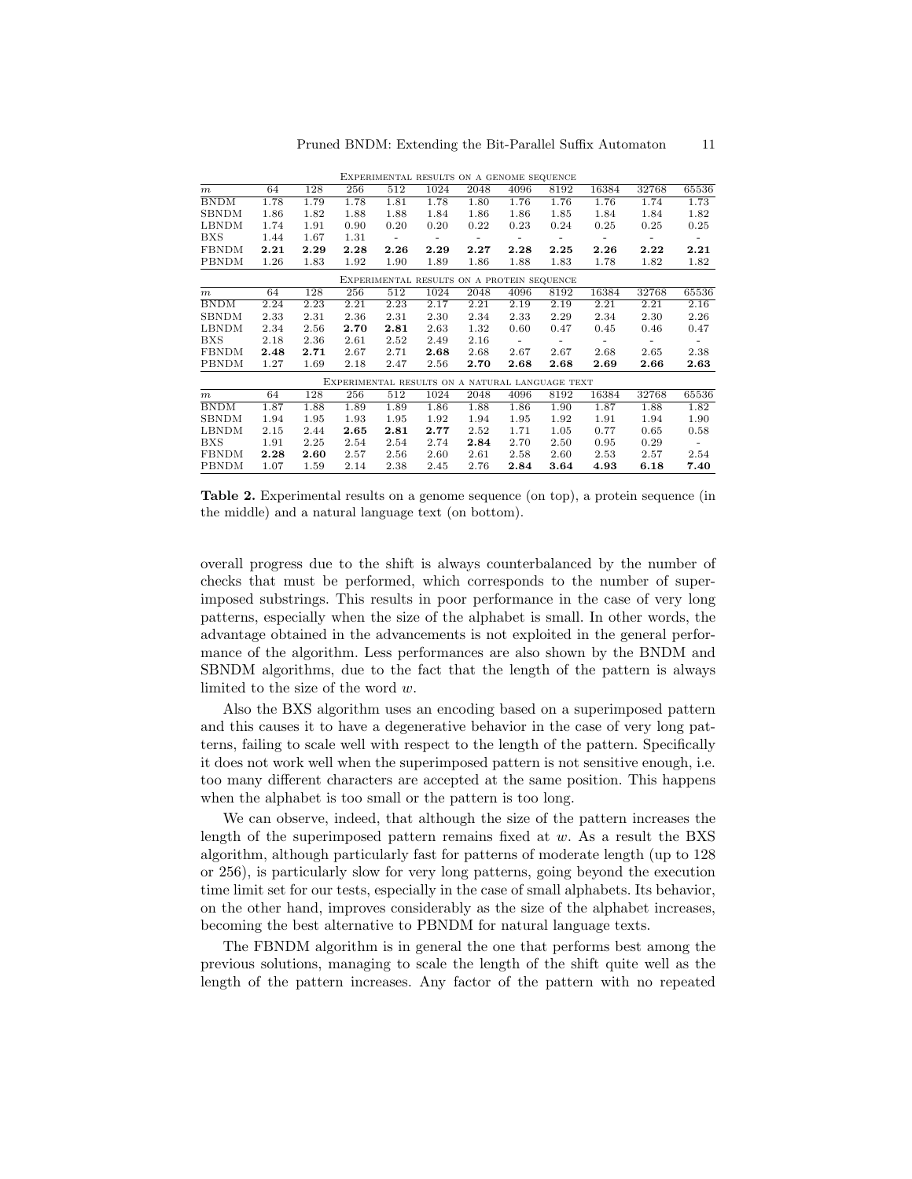Experimental results on a genome sequence

| $m$ | 64 | 128 | 256 | 512 | 1024 | 2048 | 4096 | 8192 | 16384 | 32768 | 65536 |
|---|---|---|---|---|---|---|---|---|---|---|---|
| BNDM | 1.78 | 1.79 | 1.78 | 1.81 | 1.78 | 1.80 | 1.76 | 1.76 | 1.76 | 1.74 | 1.73 |
| SBNDM | 1.86 | 1.82 | 1.88 | 1.88 | 1.84 | 1.86 | 1.86 | 1.85 | 1.84 | 1.84 | 1.82 |
| LBNDM | 1.74 | 1.91 | 0.90 | 0.20 | 0.20 | 0.22 | 0.23 | 0.24 | 0.25 | 0.25 | 0.25 |
| BXS | 1.44 | 1.67 | 1.31 | - | - | - | - | - | - | - | - |
| FBNDM | **2.21** | **2.29** | **2.28** | **2.26** | **2.29** | **2.27** | **2.28** | **2.25** | **2.26** | **2.22** | **2.21** |
| PBNDM | 1.26 | 1.83 | 1.92 | 1.90 | 1.89 | 1.86 | 1.88 | 1.83 | 1.78 | 1.82 | 1.82 |

Experimental results on a protein sequence

| $m$ | 64 | 128 | 256 | 512 | 1024 | 2048 | 4096 | 8192 | 16384 | 32768 | 65536 |
|---|---|---|---|---|---|---|---|---|---|---|---|
| BNDM | 2.24 | 2.23 | 2.21 | 2.23 | 2.17 | 2.21 | 2.19 | 2.19 | 2.21 | 2.21 | 2.16 |
| SBNDM | 2.33 | 2.31 | 2.36 | 2.31 | 2.30 | 2.34 | 2.33 | 2.29 | 2.34 | 2.30 | 2.26 |
| LBNDM | 2.34 | 2.56 | **2.70** | **2.81** | 2.63 | 1.32 | 0.60 | 0.47 | 0.45 | 0.46 | 0.47 |
| BXS | 2.18 | 2.36 | 2.61 | 2.52 | 2.49 | 2.16 | - | - | - | - | - |
| FBNDM | **2.48** | **2.71** | 2.67 | 2.71 | **2.68** | 2.68 | 2.67 | 2.67 | 2.68 | 2.65 | 2.38 |
| PBNDM | 1.27 | 1.69 | 2.18 | 2.47 | 2.56 | **2.70** | **2.68** | **2.68** | **2.69** | **2.66** | **2.63** |

Experimental results on a natural language text

| $m$ | 64 | 128 | 256 | 512 | 1024 | 2048 | 4096 | 8192 | 16384 | 32768 | 65536 |
|---|---|---|---|---|---|---|---|---|---|---|---|
| BNDM | 1.87 | 1.88 | 1.89 | 1.89 | 1.86 | 1.88 | 1.86 | 1.90 | 1.87 | 1.88 | 1.82 |
| SBNDM | 1.94 | 1.95 | 1.93 | 1.95 | 1.92 | 1.94 | 1.95 | 1.92 | 1.91 | 1.94 | 1.90 |
| LBNDM | 2.15 | 2.44 | **2.65** | **2.81** | **2.77** | 2.52 | 1.71 | 1.05 | 0.77 | 0.65 | 0.58 |
| BXS | 1.91 | 2.25 | 2.54 | 2.54 | 2.74 | **2.84** | 2.70 | 2.50 | 0.95 | 0.29 | - |
| FBNDM | **2.28** | **2.60** | 2.57 | 2.56 | 2.60 | 2.61 | 2.58 | 2.60 | 2.53 | 2.57 | 2.54 |
| PBNDM | 1.07 | 1.59 | 2.14 | 2.38 | 2.45 | 2.76 | **2.84** | **3.64** | **4.93** | **6.18** | **7.40** |

**Table 2.** Experimental results on a genome sequence (on top), a protein sequence (in the middle) and a natural language text (on bottom).

overall progress due to the shift is always counterbalanced by the number of checks that must be performed, which corresponds to the number of superimposed substrings. This results in poor performance in the case of very long patterns, especially when the size of the alphabet is small. In other words, the advantage obtained in the advancements is not exploited in the general performance of the algorithm. Less performances are also shown by the BNDM and SBNDM algorithms, due to the fact that the length of the pattern is always limited to the size of the word $w$.

Also the BXS algorithm uses an encoding based on a superimposed pattern and this causes it to have a degenerative behavior in the case of very long patterns, failing to scale well with respect to the length of the pattern. Specifically it does not work well when the superimposed pattern is not sensitive enough, i.e. too many different characters are accepted at the same position. This happens when the alphabet is too small or the pattern is too long.

We can observe, indeed, that although the size of the pattern increases the length of the superimposed pattern remains fixed at $w$. As a result the BXS algorithm, although particularly fast for patterns of moderate length (up to 128 or 256), is particularly slow for very long patterns, going beyond the execution time limit set for our tests, especially in the case of small alphabets. Its behavior, on the other hand, improves considerably as the size of the alphabet increases, becoming the best alternative to PBNDM for natural language texts.

The FBNDM algorithm is in general the one that performs best among the previous solutions, managing to scale the length of the shift quite well as the length of the pattern increases. Any factor of the pattern with no repeated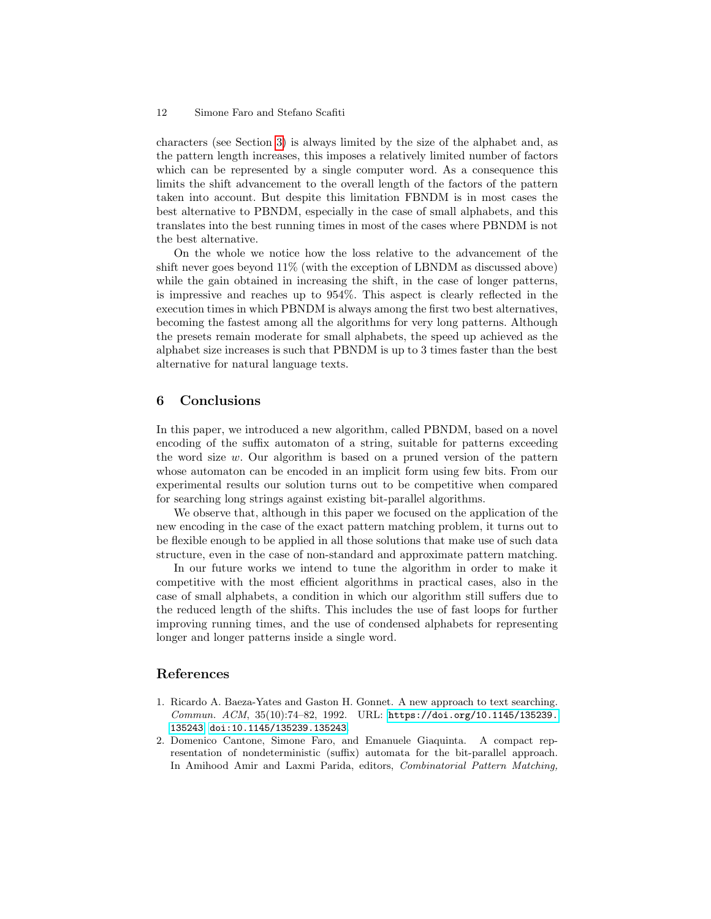characters (see Section 3) is always limited by the size of the alphabet and, as the pattern length increases, this imposes a relatively limited number of factors which can be represented by a single computer word. As a consequence this limits the shift advancement to the overall length of the factors of the pattern taken into account. But despite this limitation FBNDM is in most cases the best alternative to PBNDM, especially in the case of small alphabets, and this translates into the best running times in most of the cases where PBNDM is not the best alternative.

On the whole we notice how the loss relative to the advancement of the shift never goes beyond 11% (with the exception of LBNDM as discussed above) while the gain obtained in increasing the shift, in the case of longer patterns, is impressive and reaches up to 954%. This aspect is clearly reflected in the execution times in which PBNDM is always among the first two best alternatives, becoming the fastest among all the algorithms for very long patterns. Although the presets remain moderate for small alphabets, the speed up achieved as the alphabet size increases is such that PBNDM is up to 3 times faster than the best alternative for natural language texts.

## 6 Conclusions

In this paper, we introduced a new algorithm, called PBNDM, based on a novel encoding of the suffix automaton of a string, suitable for patterns exceeding the word size $w$. Our algorithm is based on a pruned version of the pattern whose automaton can be encoded in an implicit form using few bits. From our experimental results our solution turns out to be competitive when compared for searching long strings against existing bit-parallel algorithms.

We observe that, although in this paper we focused on the application of the new encoding in the case of the exact pattern matching problem, it turns out to be flexible enough to be applied in all those solutions that make use of such data structure, even in the case of non-standard and approximate pattern matching.

In our future works we intend to tune the algorithm in order to make it competitive with the most efficient algorithms in practical cases, also in the case of small alphabets, a condition in which our algorithm still suffers due to the reduced length of the shifts. This includes the use of fast loops for further improving running times, and the use of condensed alphabets for representing longer and longer patterns inside a single word.

## References

1. Ricardo A. Baeza-Yates and Gaston H. Gonnet. A new approach to text searching. *Commun. ACM*, 35(10):74–82, 1992. URL: https://doi.org/10.1145/135239.135243 doi:10.1145/135239.135243.
2. Domenico Cantone, Simone Faro, and Emanuele Giaquinta. A compact representation of nondeterministic (suffix) automata for the bit-parallel approach. In Amihood Amir and Laxmi Parida, editors, *Combinatorial Pattern Matching,*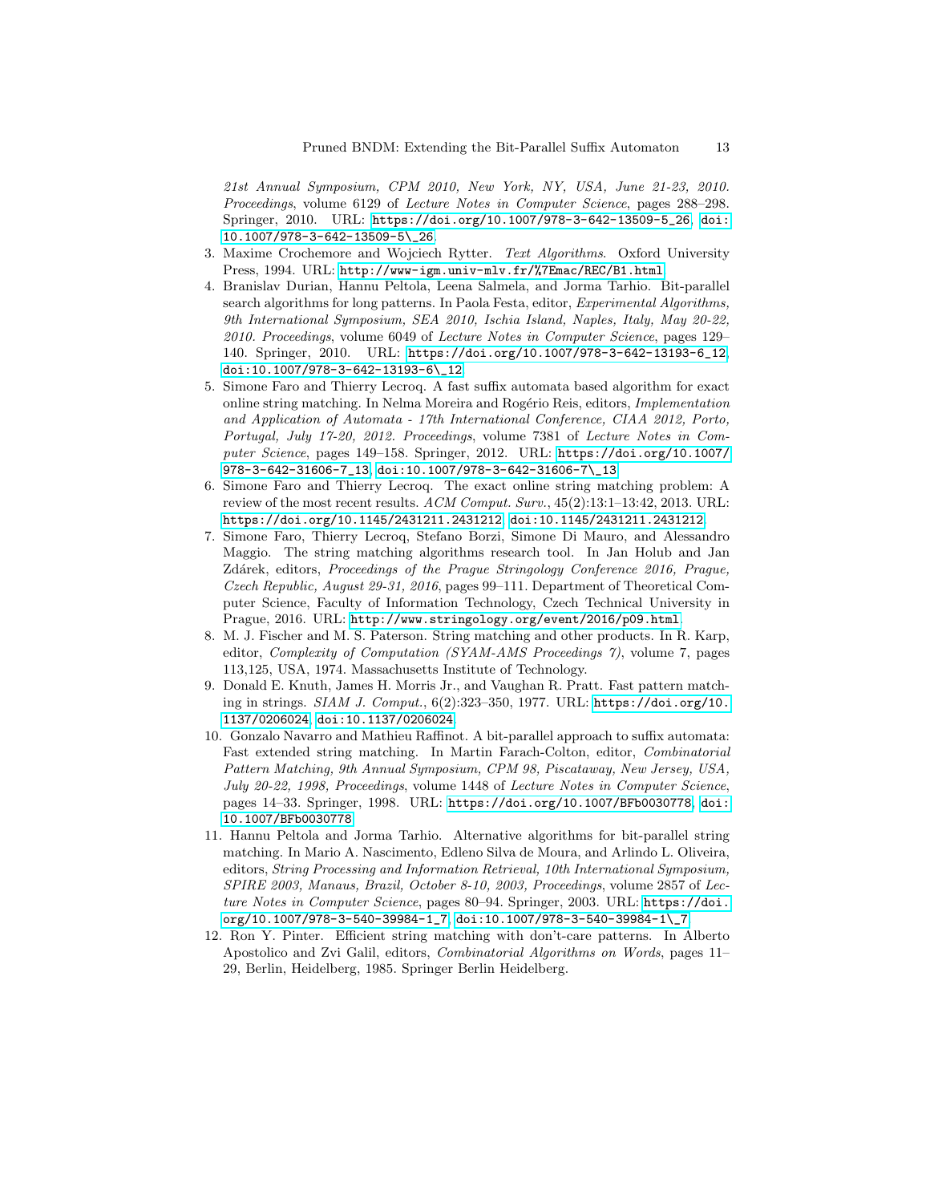21st Annual Symposium, CPM 2010, New York, NY, USA, June 21-23, 2010. Proceedings*, volume 6129 of *Lecture Notes in Computer Science*, pages 288–298. Springer, 2010. URL: https://doi.org/10.1007/978-3-642-13509-5_26, doi:10.1007/978-3-642-13509-5\_26.

3. Maxime Crochemore and Wojciech Rytter. *Text Algorithms*. Oxford University Press, 1994. URL: http://www-igm.univ-mlv.fr/%7Emac/REC/B1.html.
4. Branislav Durian, Hannu Peltola, Leena Salmela, and Jorma Tarhio. Bit-parallel search algorithms for long patterns. In Paola Festa, editor, *Experimental Algorithms, 9th International Symposium, SEA 2010, Ischia Island, Naples, Italy, May 20-22, 2010. Proceedings*, volume 6049 of *Lecture Notes in Computer Science*, pages 129–140. Springer, 2010. URL: https://doi.org/10.1007/978-3-642-13193-6_12, doi:10.1007/978-3-642-13193-6\_12.
5. Simone Faro and Thierry Lecroq. A fast suffix automata based algorithm for exact online string matching. In Nelma Moreira and Rogério Reis, editors, *Implementation and Application of Automata - 17th International Conference, CIAA 2012, Porto, Portugal, July 17-20, 2012. Proceedings*, volume 7381 of *Lecture Notes in Computer Science*, pages 149–158. Springer, 2012. URL: https://doi.org/10.1007/978-3-642-31606-7_13, doi:10.1007/978-3-642-31606-7\_13.
6. Simone Faro and Thierry Lecroq. The exact online string matching problem: A review of the most recent results. *ACM Comput. Surv.*, 45(2):13:1–13:42, 2013. URL: https://doi.org/10.1145/2431211.2431212, doi:10.1145/2431211.2431212.
7. Simone Faro, Thierry Lecroq, Stefano Borzi, Simone Di Mauro, and Alessandro Maggio. The string matching algorithms research tool. In Jan Holub and Jan Zdárek, editors, *Proceedings of the Prague Stringology Conference 2016, Prague, Czech Republic, August 29-31, 2016*, pages 99–111. Department of Theoretical Computer Science, Faculty of Information Technology, Czech Technical University in Prague, 2016. URL: http://www.stringology.org/event/2016/p09.html.
8. M. J. Fischer and M. S. Paterson. String matching and other products. In R. Karp, editor, *Complexity of Computation (SYAM-AMS Proceedings 7)*, volume 7, pages 113,125, USA, 1974. Massachusetts Institute of Technology.
9. Donald E. Knuth, James H. Morris Jr., and Vaughan R. Pratt. Fast pattern matching in strings. *SIAM J. Comput.*, 6(2):323–350, 1977. URL: https://doi.org/10.1137/0206024, doi:10.1137/0206024.
10. Gonzalo Navarro and Mathieu Raffinot. A bit-parallel approach to suffix automata: Fast extended string matching. In Martin Farach-Colton, editor, *Combinatorial Pattern Matching, 9th Annual Symposium, CPM 98, Piscataway, New Jersey, USA, July 20-22, 1998, Proceedings*, volume 1448 of *Lecture Notes in Computer Science*, pages 14–33. Springer, 1998. URL: https://doi.org/10.1007/BFb0030778, doi:10.1007/BFb0030778.
11. Hannu Peltola and Jorma Tarhio. Alternative algorithms for bit-parallel string matching. In Mario A. Nascimento, Edleno Silva de Moura, and Arlindo L. Oliveira, editors, *String Processing and Information Retrieval, 10th International Symposium, SPIRE 2003, Manaus, Brazil, October 8-10, 2003, Proceedings*, volume 2857 of *Lecture Notes in Computer Science*, pages 80–94. Springer, 2003. URL: https://doi.org/10.1007/978-3-540-39984-1_7, doi:10.1007/978-3-540-39984-1\_7.
12. Ron Y. Pinter. Efficient string matching with don't-care patterns. In Alberto Apostolico and Zvi Galil, editors, *Combinatorial Algorithms on Words*, pages 11–29, Berlin, Heidelberg, 1985. Springer Berlin Heidelberg.